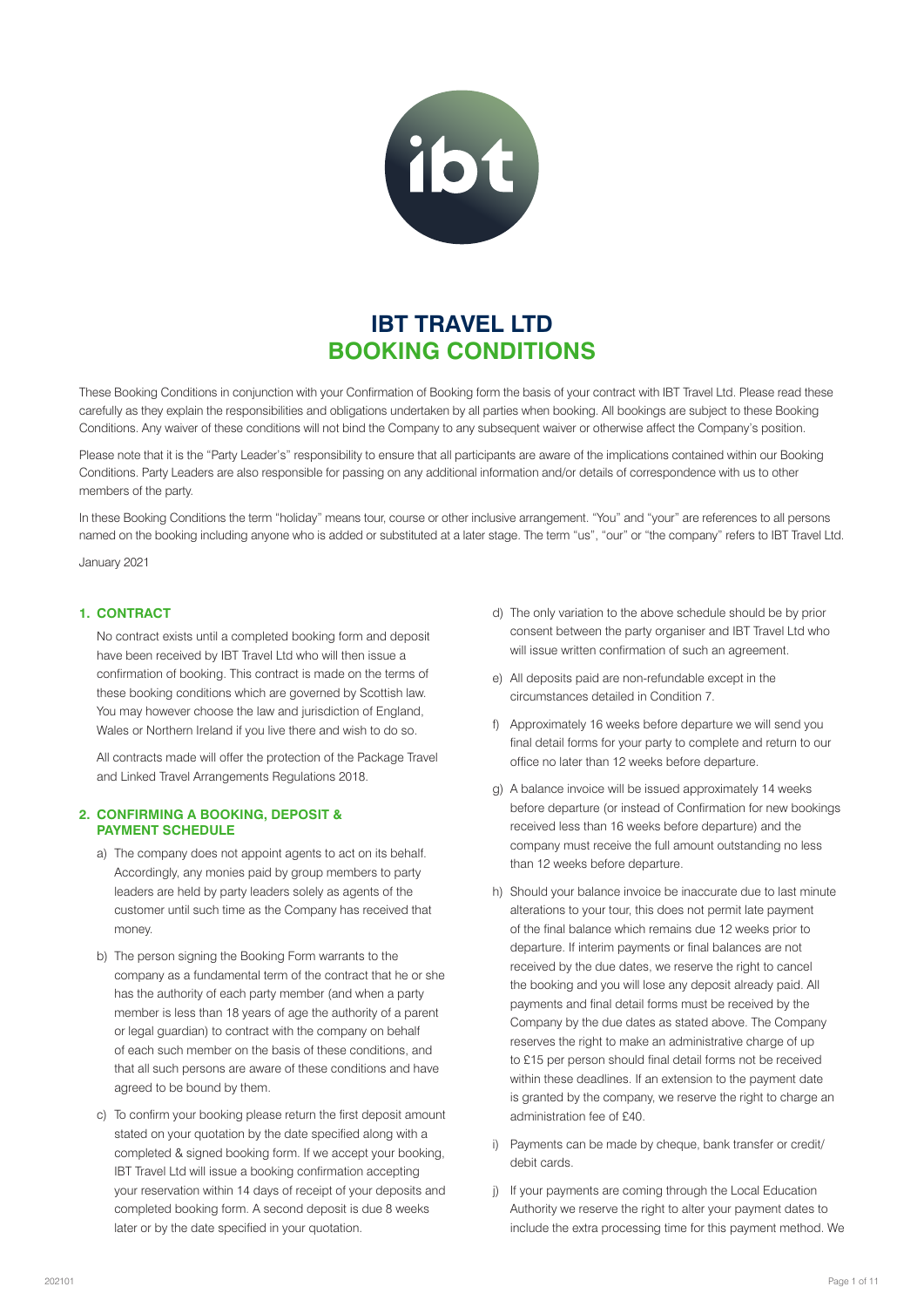# IBT TRAVEL LTD
# BOOKING CONDITIONS

These Booking Conditions in conjunction with your Confirmation of Booking form the basis of your contract with IBT Travel Ltd. Please read these carefully as they explain the responsibilities and obligations undertaken by all parties when booking. All bookings are subject to these Booking Conditions. Any waiver of these conditions will not bind the Company to any subsequent waiver or otherwise affect the Company's position.

Please note that it is the "Party Leader's" responsibility to ensure that all participants are aware of the implications contained within our Booking Conditions. Party Leaders are also responsible for passing on any additional information and/or details of correspondence with us to other members of the party.

In these Booking Conditions the term "holiday" means tour, course or other inclusive arrangement. "You" and "your" are references to all persons named on the booking including anyone who is added or substituted at a later stage. The term "us", "our" or "the company" refers to IBT Travel Ltd.

January 2021

## 1. CONTRACT

No contract exists until a completed booking form and deposit have been received by IBT Travel Ltd who will then issue a confirmation of booking. This contract is made on the terms of these booking conditions which are governed by Scottish law. You may however choose the law and jurisdiction of England, Wales or Northern Ireland if you live there and wish to do so.

All contracts made will offer the protection of the Package Travel and Linked Travel Arrangements Regulations 2018.

## 2. CONFIRMING A BOOKING, DEPOSIT & PAYMENT SCHEDULE

a) The company does not appoint agents to act on its behalf. Accordingly, any monies paid by group members to party leaders are held by party leaders solely as agents of the customer until such time as the Company has received that money.

b) The person signing the Booking Form warrants to the company as a fundamental term of the contract that he or she has the authority of each party member (and when a party member is less than 18 years of age the authority of a parent or legal guardian) to contract with the company on behalf of each such member on the basis of these conditions, and that all such persons are aware of these conditions and have agreed to be bound by them.

c) To confirm your booking please return the first deposit amount stated on your quotation by the date specified along with a completed & signed booking form. If we accept your booking, IBT Travel Ltd will issue a booking confirmation accepting your reservation within 14 days of receipt of your deposits and completed booking form. A second deposit is due 8 weeks later or by the date specified in your quotation.

d) The only variation to the above schedule should be by prior consent between the party organiser and IBT Travel Ltd who will issue written confirmation of such an agreement.

e) All deposits paid are non-refundable except in the circumstances detailed in Condition 7.

f) Approximately 16 weeks before departure we will send you final detail forms for your party to complete and return to our office no later than 12 weeks before departure.

g) A balance invoice will be issued approximately 14 weeks before departure (or instead of Confirmation for new bookings received less than 16 weeks before departure) and the company must receive the full amount outstanding no less than 12 weeks before departure.

h) Should your balance invoice be inaccurate due to last minute alterations to your tour, this does not permit late payment of the final balance which remains due 12 weeks prior to departure. If interim payments or final balances are not received by the due dates, we reserve the right to cancel the booking and you will lose any deposit already paid. All payments and final detail forms must be received by the Company by the due dates as stated above. The Company reserves the right to make an administrative charge of up to £15 per person should final detail forms not be received within these deadlines. If an extension to the payment date is granted by the company, we reserve the right to charge an administration fee of £40.

i) Payments can be made by cheque, bank transfer or credit/debit cards.

j) If your payments are coming through the Local Education Authority we reserve the right to alter your payment dates to include the extra processing time for this payment method. We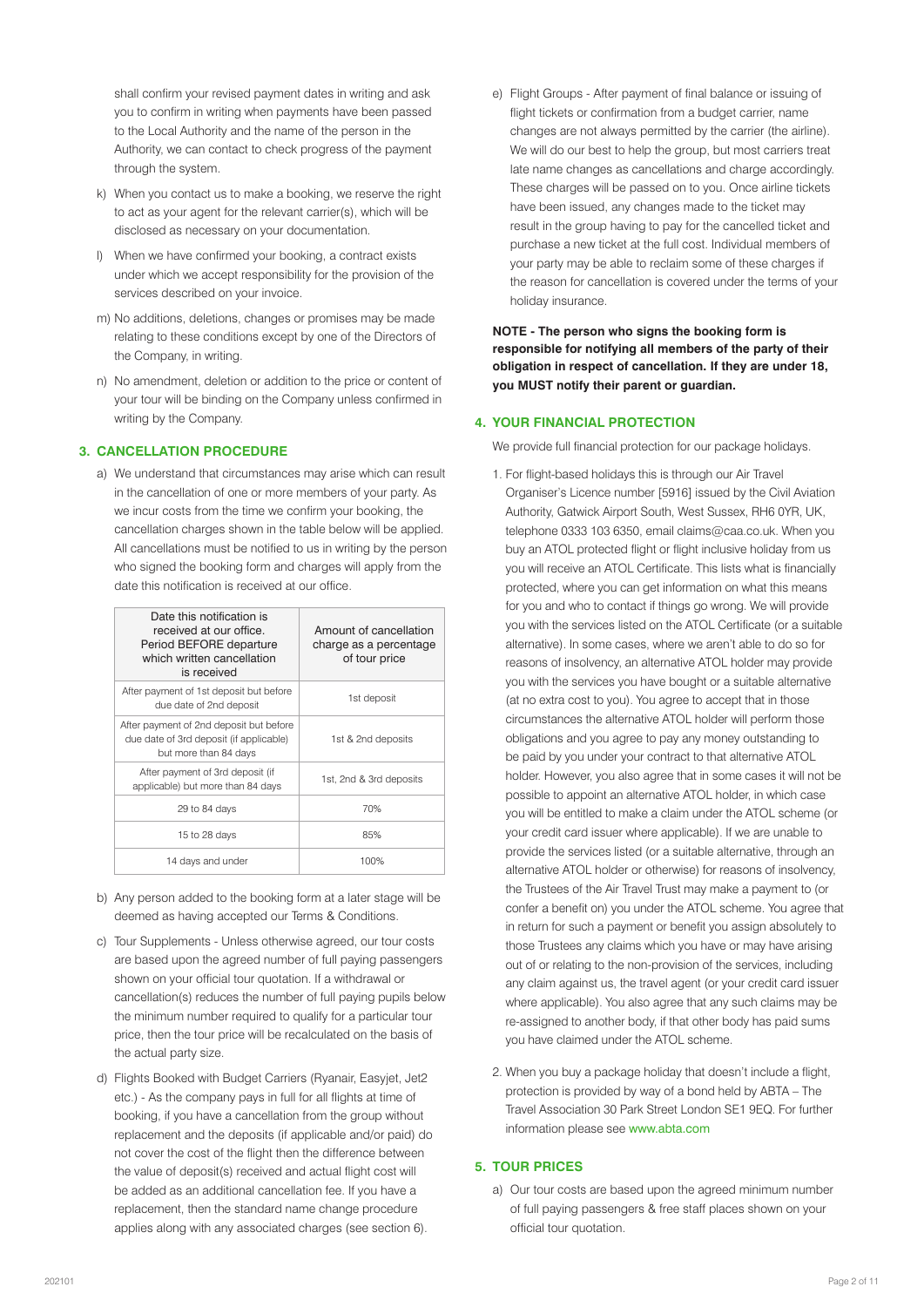shall confirm your revised payment dates in writing and ask you to confirm in writing when payments have been passed to the Local Authority and the name of the person in the Authority, we can contact to check progress of the payment through the system.

k) When you contact us to make a booking, we reserve the right to act as your agent for the relevant carrier(s), which will be disclosed as necessary on your documentation.

l) When we have confirmed your booking, a contract exists under which we accept responsibility for the provision of the services described on your invoice.

m) No additions, deletions, changes or promises may be made relating to these conditions except by one of the Directors of the Company, in writing.

n) No amendment, deletion or addition to the price or content of your tour will be binding on the Company unless confirmed in writing by the Company.

### 3. CANCELLATION PROCEDURE

a) We understand that circumstances may arise which can result in the cancellation of one or more members of your party. As we incur costs from the time we confirm your booking, the cancellation charges shown in the table below will be applied. All cancellations must be notified to us in writing by the person who signed the booking form and charges will apply from the date this notification is received at our office.

| Date this notification is received at our office. Period BEFORE departure which written cancellation is received | Amount of cancellation charge as a percentage of tour price |
|---|---|
| After payment of 1st deposit but before due date of 2nd deposit | 1st deposit |
| After payment of 2nd deposit but before due date of 3rd deposit (if applicable) but more than 84 days | 1st & 2nd deposits |
| After payment of 3rd deposit (if applicable) but more than 84 days | 1st, 2nd & 3rd deposits |
| 29 to 84 days | 70% |
| 15 to 28 days | 85% |
| 14 days and under | 100% |

b) Any person added to the booking form at a later stage will be deemed as having accepted our Terms & Conditions.

c) Tour Supplements - Unless otherwise agreed, our tour costs are based upon the agreed number of full paying passengers shown on your official tour quotation. If a withdrawal or cancellation(s) reduces the number of full paying pupils below the minimum number required to qualify for a particular tour price, then the tour price will be recalculated on the basis of the actual party size.

d) Flights Booked with Budget Carriers (Ryanair, Easyjet, Jet2 etc.) - As the company pays in full for all flights at time of booking, if you have a cancellation from the group without replacement and the deposits (if applicable and/or paid) do not cover the cost of the flight then the difference between the value of deposit(s) received and actual flight cost will be added as an additional cancellation fee. If you have a replacement, then the standard name change procedure applies along with any associated charges (see section 6).

e) Flight Groups - After payment of final balance or issuing of flight tickets or confirmation from a budget carrier, name changes are not always permitted by the carrier (the airline). We will do our best to help the group, but most carriers treat late name changes as cancellations and charge accordingly. These charges will be passed on to you. Once airline tickets have been issued, any changes made to the ticket may result in the group having to pay for the cancelled ticket and purchase a new ticket at the full cost. Individual members of your party may be able to reclaim some of these charges if the reason for cancellation is covered under the terms of your holiday insurance.

**NOTE - The person who signs the booking form is responsible for notifying all members of the party of their obligation in respect of cancellation. If they are under 18, you MUST notify their parent or guardian.**

### 4. YOUR FINANCIAL PROTECTION

We provide full financial protection for our package holidays.

1. For flight-based holidays this is through our Air Travel Organiser's Licence number [5916] issued by the Civil Aviation Authority, Gatwick Airport South, West Sussex, RH6 0YR, UK, telephone 0333 103 6350, email claims@caa.co.uk. When you buy an ATOL protected flight or flight inclusive holiday from us you will receive an ATOL Certificate. This lists what is financially protected, where you can get information on what this means for you and who to contact if things go wrong. We will provide you with the services listed on the ATOL Certificate (or a suitable alternative). In some cases, where we aren't able to do so for reasons of insolvency, an alternative ATOL holder may provide you with the services you have bought or a suitable alternative (at no extra cost to you). You agree to accept that in those circumstances the alternative ATOL holder will perform those obligations and you agree to pay any money outstanding to be paid by you under your contract to that alternative ATOL holder. However, you also agree that in some cases it will not be possible to appoint an alternative ATOL holder, in which case you will be entitled to make a claim under the ATOL scheme (or your credit card issuer where applicable). If we are unable to provide the services listed (or a suitable alternative, through an alternative ATOL holder or otherwise) for reasons of insolvency, the Trustees of the Air Travel Trust may make a payment to (or confer a benefit on) you under the ATOL scheme. You agree that in return for such a payment or benefit you assign absolutely to those Trustees any claims which you have or may have arising out of or relating to the non-provision of the services, including any claim against us, the travel agent (or your credit card issuer where applicable). You also agree that any such claims may be re-assigned to another body, if that other body has paid sums you have claimed under the ATOL scheme.
2. When you buy a package holiday that doesn't include a flight, protection is provided by way of a bond held by ABTA – The Travel Association 30 Park Street London SE1 9EQ. For further information please see www.abta.com

### 5. TOUR PRICES

a) Our tour costs are based upon the agreed minimum number of full paying passengers & free staff places shown on your official tour quotation.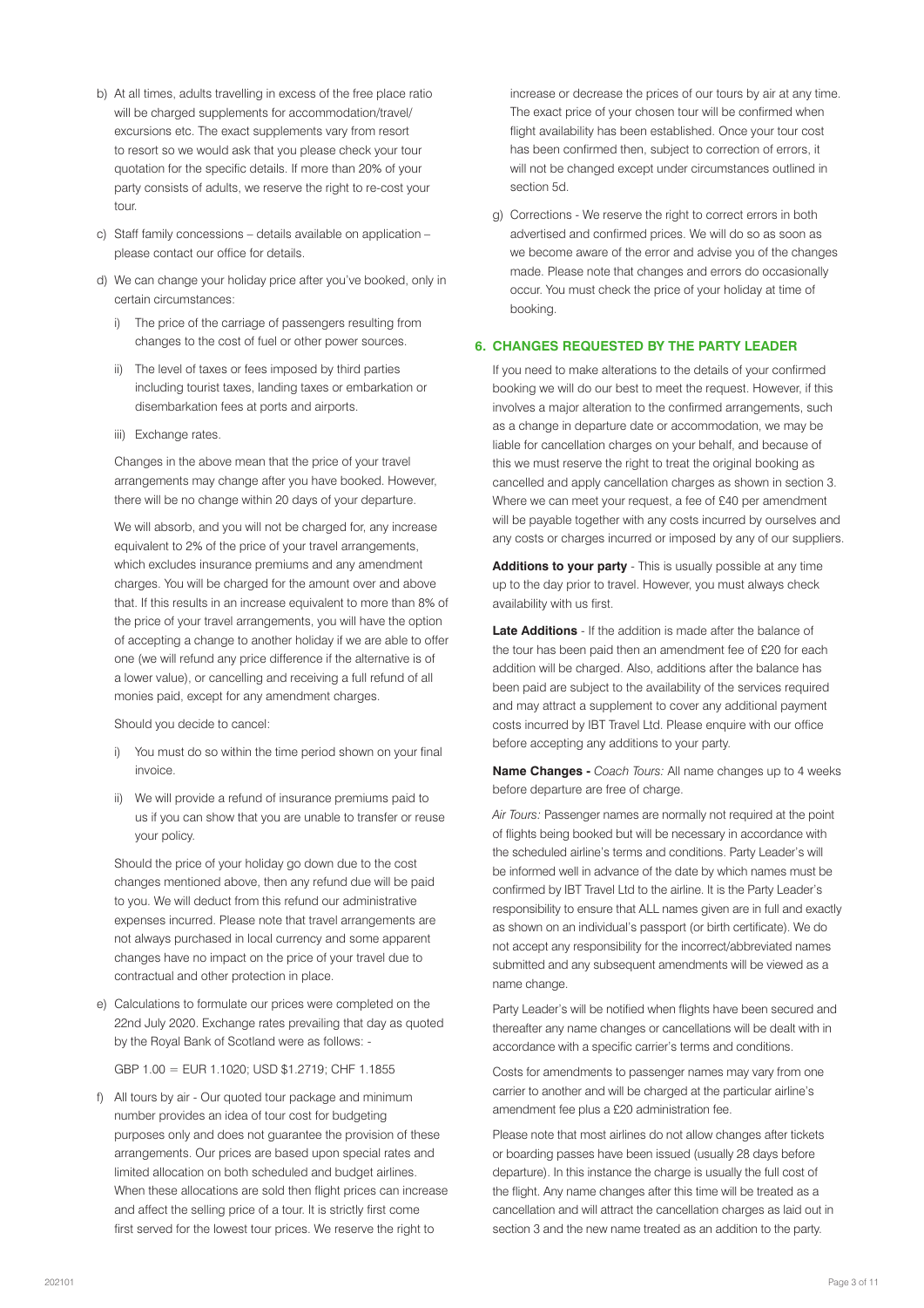b) At all times, adults travelling in excess of the free place ratio will be charged supplements for accommodation/travel/excursions etc. The exact supplements vary from resort to resort so we would ask that you please check your tour quotation for the specific details. If more than 20% of your party consists of adults, we reserve the right to re-cost your tour.

c) Staff family concessions – details available on application – please contact our office for details.

d) We can change your holiday price after you've booked, only in certain circumstances:

   i) The price of the carriage of passengers resulting from changes to the cost of fuel or other power sources.

   ii) The level of taxes or fees imposed by third parties including tourist taxes, landing taxes or embarkation or disembarkation fees at ports and airports.

   iii) Exchange rates.

   Changes in the above mean that the price of your travel arrangements may change after you have booked. However, there will be no change within 20 days of your departure.

   We will absorb, and you will not be charged for, any increase equivalent to 2% of the price of your travel arrangements, which excludes insurance premiums and any amendment charges. You will be charged for the amount over and above that. If this results in an increase equivalent to more than 8% of the price of your travel arrangements, you will have the option of accepting a change to another holiday if we are able to offer one (we will refund any price difference if the alternative is of a lower value), or cancelling and receiving a full refund of all monies paid, except for any amendment charges.

   Should you decide to cancel:

   i) You must do so within the time period shown on your final invoice.

   ii) We will provide a refund of insurance premiums paid to us if you can show that you are unable to transfer or reuse your policy.

   Should the price of your holiday go down due to the cost changes mentioned above, then any refund due will be paid to you. We will deduct from this refund our administrative expenses incurred. Please note that travel arrangements are not always purchased in local currency and some apparent changes have no impact on the price of your travel due to contractual and other protection in place.

e) Calculations to formulate our prices were completed on the 22nd July 2020. Exchange rates prevailing that day as quoted by the Royal Bank of Scotland were as follows: -

   GBP 1.00 = EUR 1.1020; USD $1.2719; CHF 1.1855

f) All tours by air - Our quoted tour package and minimum number provides an idea of tour cost for budgeting purposes only and does not guarantee the provision of these arrangements. Our prices are based upon special rates and limited allocation on both scheduled and budget airlines. When these allocations are sold then flight prices can increase and affect the selling price of a tour. It is strictly first come first served for the lowest tour prices. We reserve the right to increase or decrease the prices of our tours by air at any time. The exact price of your chosen tour will be confirmed when flight availability has been established. Once your tour cost has been confirmed then, subject to correction of errors, it will not be changed except under circumstances outlined in section 5d.

g) Corrections - We reserve the right to correct errors in both advertised and confirmed prices. We will do so as soon as we become aware of the error and advise you of the changes made. Please note that changes and errors do occasionally occur. You must check the price of your holiday at time of booking.

## 6. CHANGES REQUESTED BY THE PARTY LEADER

If you need to make alterations to the details of your confirmed booking we will do our best to meet the request. However, if this involves a major alteration to the confirmed arrangements, such as a change in departure date or accommodation, we may be liable for cancellation charges on your behalf, and because of this we must reserve the right to treat the original booking as cancelled and apply cancellation charges as shown in section 3. Where we can meet your request, a fee of £40 per amendment will be payable together with any costs incurred by ourselves and any costs or charges incurred or imposed by any of our suppliers.

**Additions to your party** - This is usually possible at any time up to the day prior to travel. However, you must always check availability with us first.

**Late Additions** - If the addition is made after the balance of the tour has been paid then an amendment fee of £20 for each addition will be charged. Also, additions after the balance has been paid are subject to the availability of the services required and may attract a supplement to cover any additional payment costs incurred by IBT Travel Ltd. Please enquire with our office before accepting any additions to your party.

**Name Changes -** *Coach Tours:* All name changes up to 4 weeks before departure are free of charge.

*Air Tours:* Passenger names are normally not required at the point of flights being booked but will be necessary in accordance with the scheduled airline's terms and conditions. Party Leader's will be informed well in advance of the date by which names must be confirmed by IBT Travel Ltd to the airline. It is the Party Leader's responsibility to ensure that ALL names given are in full and exactly as shown on an individual's passport (or birth certificate). We do not accept any responsibility for the incorrect/abbreviated names submitted and any subsequent amendments will be viewed as a name change.

Party Leader's will be notified when flights have been secured and thereafter any name changes or cancellations will be dealt with in accordance with a specific carrier's terms and conditions.

Costs for amendments to passenger names may vary from one carrier to another and will be charged at the particular airline's amendment fee plus a £20 administration fee.

Please note that most airlines do not allow changes after tickets or boarding passes have been issued (usually 28 days before departure). In this instance the charge is usually the full cost of the flight. Any name changes after this time will be treated as a cancellation and will attract the cancellation charges as laid out in section 3 and the new name treated as an addition to the party.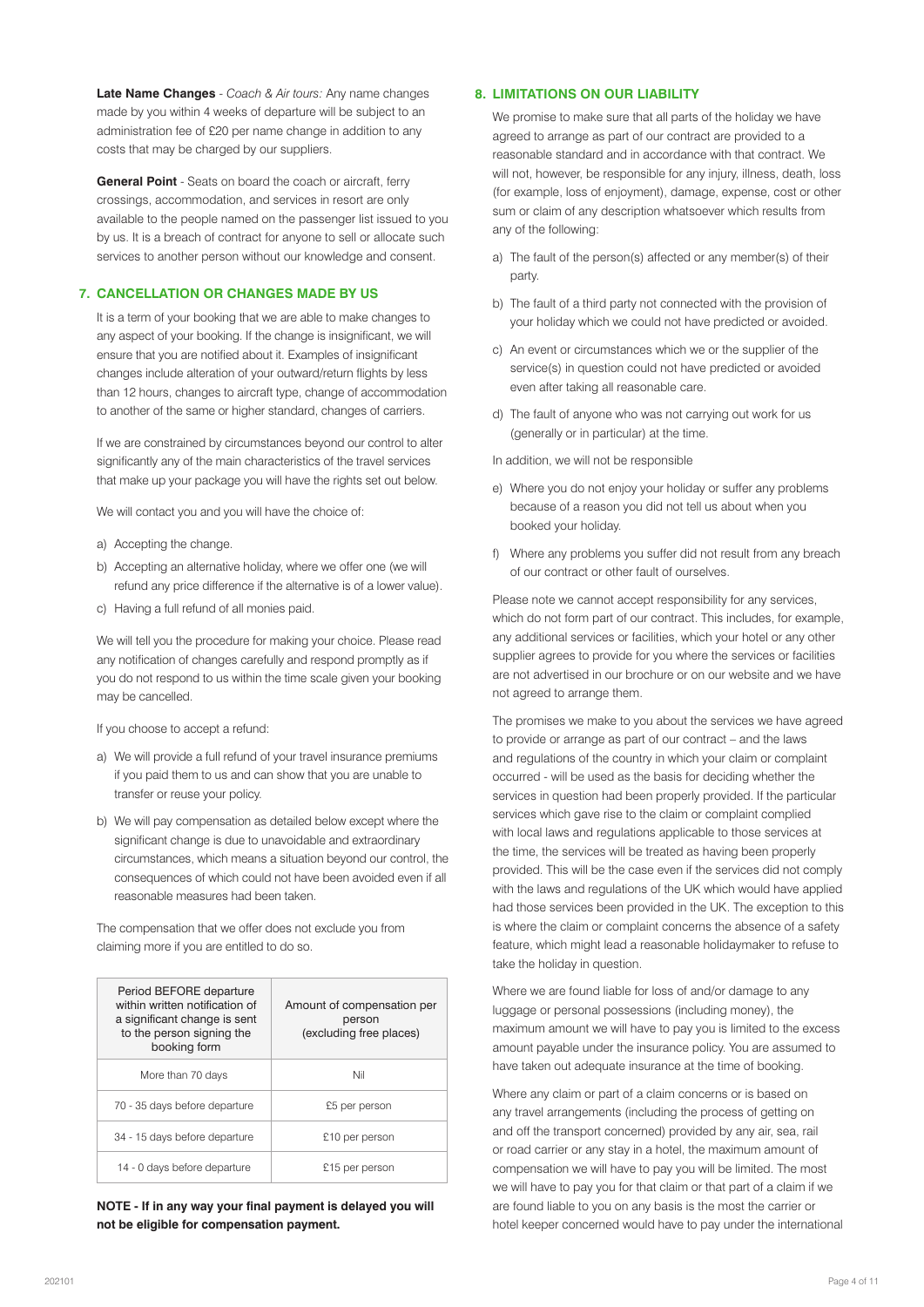**Late Name Changes** - *Coach & Air tours:* Any name changes made by you within 4 weeks of departure will be subject to an administration fee of £20 per name change in addition to any costs that may be charged by our suppliers.

**General Point** - Seats on board the coach or aircraft, ferry crossings, accommodation, and services in resort are only available to the people named on the passenger list issued to you by us. It is a breach of contract for anyone to sell or allocate such services to another person without our knowledge and consent.

## 7. CANCELLATION OR CHANGES MADE BY US

It is a term of your booking that we are able to make changes to any aspect of your booking. If the change is insignificant, we will ensure that you are notified about it. Examples of insignificant changes include alteration of your outward/return flights by less than 12 hours, changes to aircraft type, change of accommodation to another of the same or higher standard, changes of carriers.

If we are constrained by circumstances beyond our control to alter significantly any of the main characteristics of the travel services that make up your package you will have the rights set out below.

We will contact you and you will have the choice of:

a) Accepting the change.
b) Accepting an alternative holiday, where we offer one (we will refund any price difference if the alternative is of a lower value).
c) Having a full refund of all monies paid.

We will tell you the procedure for making your choice. Please read any notification of changes carefully and respond promptly as if you do not respond to us within the time scale given your booking may be cancelled.

If you choose to accept a refund:

a) We will provide a full refund of your travel insurance premiums if you paid them to us and can show that you are unable to transfer or reuse your policy.
b) We will pay compensation as detailed below except where the significant change is due to unavoidable and extraordinary circumstances, which means a situation beyond our control, the consequences of which could not have been avoided even if all reasonable measures had been taken.

The compensation that we offer does not exclude you from claiming more if you are entitled to do so.

| Period BEFORE departure within written notification of a significant change is sent to the person signing the booking form | Amount of compensation per person (excluding free places) |
|---|---|
| More than 70 days | Nil |
| 70 - 35 days before departure | £5 per person |
| 34 - 15 days before departure | £10 per person |
| 14 - 0 days before departure | £15 per person |

**NOTE - If in any way your final payment is delayed you will not be eligible for compensation payment.**

## 8. LIMITATIONS ON OUR LIABILITY

We promise to make sure that all parts of the holiday we have agreed to arrange as part of our contract are provided to a reasonable standard and in accordance with that contract. We will not, however, be responsible for any injury, illness, death, loss (for example, loss of enjoyment), damage, expense, cost or other sum or claim of any description whatsoever which results from any of the following:

a) The fault of the person(s) affected or any member(s) of their party.
b) The fault of a third party not connected with the provision of your holiday which we could not have predicted or avoided.
c) An event or circumstances which we or the supplier of the service(s) in question could not have predicted or avoided even after taking all reasonable care.
d) The fault of anyone who was not carrying out work for us (generally or in particular) at the time.

In addition, we will not be responsible

e) Where you do not enjoy your holiday or suffer any problems because of a reason you did not tell us about when you booked your holiday.
f) Where any problems you suffer did not result from any breach of our contract or other fault of ourselves.

Please note we cannot accept responsibility for any services, which do not form part of our contract. This includes, for example, any additional services or facilities, which your hotel or any other supplier agrees to provide for you where the services or facilities are not advertised in our brochure or on our website and we have not agreed to arrange them.

The promises we make to you about the services we have agreed to provide or arrange as part of our contract – and the laws and regulations of the country in which your claim or complaint occurred - will be used as the basis for deciding whether the services in question had been properly provided. If the particular services which gave rise to the claim or complaint complied with local laws and regulations applicable to those services at the time, the services will be treated as having been properly provided. This will be the case even if the services did not comply with the laws and regulations of the UK which would have applied had those services been provided in the UK. The exception to this is where the claim or complaint concerns the absence of a safety feature, which might lead a reasonable holidaymaker to refuse to take the holiday in question.

Where we are found liable for loss of and/or damage to any luggage or personal possessions (including money), the maximum amount we will have to pay you is limited to the excess amount payable under the insurance policy. You are assumed to have taken out adequate insurance at the time of booking.

Where any claim or part of a claim concerns or is based on any travel arrangements (including the process of getting on and off the transport concerned) provided by any air, sea, rail or road carrier or any stay in a hotel, the maximum amount of compensation we will have to pay you will be limited. The most we will have to pay you for that claim or that part of a claim if we are found liable to you on any basis is the most the carrier or hotel keeper concerned would have to pay under the international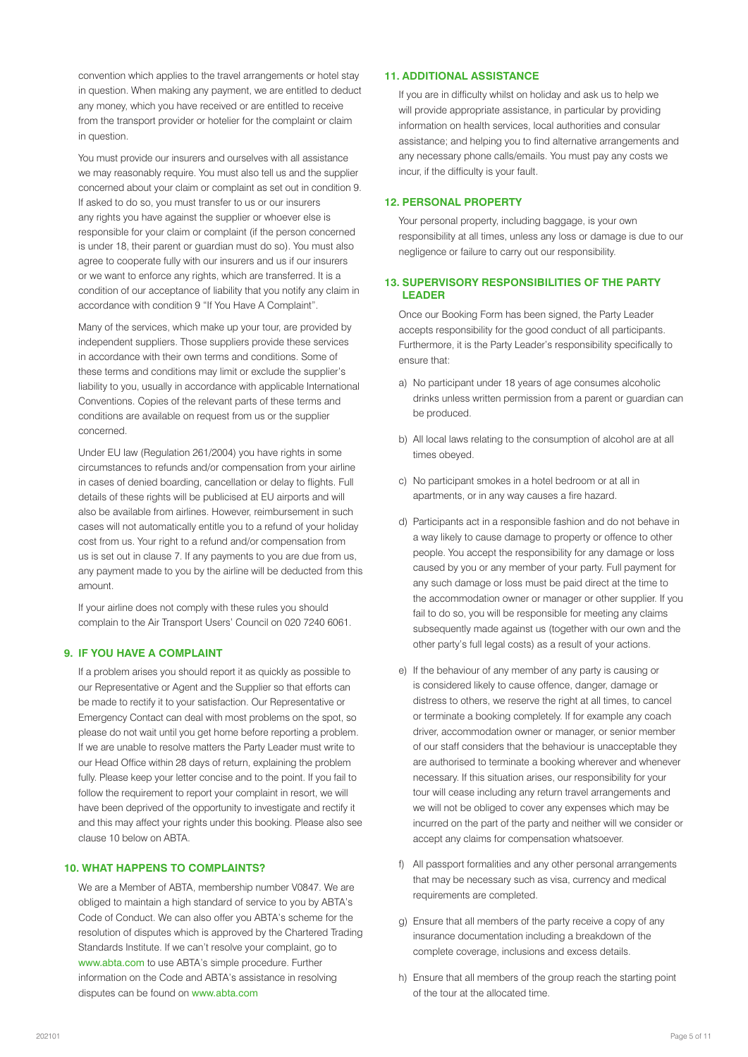convention which applies to the travel arrangements or hotel stay in question. When making any payment, we are entitled to deduct any money, which you have received or are entitled to receive from the transport provider or hotelier for the complaint or claim in question.

You must provide our insurers and ourselves with all assistance we may reasonably require. You must also tell us and the supplier concerned about your claim or complaint as set out in condition 9. If asked to do so, you must transfer to us or our insurers any rights you have against the supplier or whoever else is responsible for your claim or complaint (if the person concerned is under 18, their parent or guardian must do so). You must also agree to cooperate fully with our insurers and us if our insurers or we want to enforce any rights, which are transferred. It is a condition of our acceptance of liability that you notify any claim in accordance with condition 9 "If You Have A Complaint".

Many of the services, which make up your tour, are provided by independent suppliers. Those suppliers provide these services in accordance with their own terms and conditions. Some of these terms and conditions may limit or exclude the supplier's liability to you, usually in accordance with applicable International Conventions. Copies of the relevant parts of these terms and conditions are available on request from us or the supplier concerned.

Under EU law (Regulation 261/2004) you have rights in some circumstances to refunds and/or compensation from your airline in cases of denied boarding, cancellation or delay to flights. Full details of these rights will be publicised at EU airports and will also be available from airlines. However, reimbursement in such cases will not automatically entitle you to a refund of your holiday cost from us. Your right to a refund and/or compensation from us is set out in clause 7. If any payments to you are due from us, any payment made to you by the airline will be deducted from this amount.

If your airline does not comply with these rules you should complain to the Air Transport Users' Council on 020 7240 6061.

## 9. IF YOU HAVE A COMPLAINT

If a problem arises you should report it as quickly as possible to our Representative or Agent and the Supplier so that efforts can be made to rectify it to your satisfaction. Our Representative or Emergency Contact can deal with most problems on the spot, so please do not wait until you get home before reporting a problem. If we are unable to resolve matters the Party Leader must write to our Head Office within 28 days of return, explaining the problem fully. Please keep your letter concise and to the point. If you fail to follow the requirement to report your complaint in resort, we will have been deprived of the opportunity to investigate and rectify it and this may affect your rights under this booking. Please also see clause 10 below on ABTA.

## 10. WHAT HAPPENS TO COMPLAINTS?

We are a Member of ABTA, membership number V0847. We are obliged to maintain a high standard of service to you by ABTA's Code of Conduct. We can also offer you ABTA's scheme for the resolution of disputes which is approved by the Chartered Trading Standards Institute. If we can't resolve your complaint, go to www.abta.com to use ABTA's simple procedure. Further information on the Code and ABTA's assistance in resolving disputes can be found on www.abta.com

## 11. ADDITIONAL ASSISTANCE

If you are in difficulty whilst on holiday and ask us to help we will provide appropriate assistance, in particular by providing information on health services, local authorities and consular assistance; and helping you to find alternative arrangements and any necessary phone calls/emails. You must pay any costs we incur, if the difficulty is your fault.

## 12. PERSONAL PROPERTY

Your personal property, including baggage, is your own responsibility at all times, unless any loss or damage is due to our negligence or failure to carry out our responsibility.

## 13. SUPERVISORY RESPONSIBILITIES OF THE PARTY LEADER

Once our Booking Form has been signed, the Party Leader accepts responsibility for the good conduct of all participants. Furthermore, it is the Party Leader's responsibility specifically to ensure that:

a) No participant under 18 years of age consumes alcoholic drinks unless written permission from a parent or guardian can be produced.

b) All local laws relating to the consumption of alcohol are at all times obeyed.

c) No participant smokes in a hotel bedroom or at all in apartments, or in any way causes a fire hazard.

d) Participants act in a responsible fashion and do not behave in a way likely to cause damage to property or offence to other people. You accept the responsibility for any damage or loss caused by you or any member of your party. Full payment for any such damage or loss must be paid direct at the time to the accommodation owner or manager or other supplier. If you fail to do so, you will be responsible for meeting any claims subsequently made against us (together with our own and the other party's full legal costs) as a result of your actions.

e) If the behaviour of any member of any party is causing or is considered likely to cause offence, danger, damage or distress to others, we reserve the right at all times, to cancel or terminate a booking completely. If for example any coach driver, accommodation owner or manager, or senior member of our staff considers that the behaviour is unacceptable they are authorised to terminate a booking wherever and whenever necessary. If this situation arises, our responsibility for your tour will cease including any return travel arrangements and we will not be obliged to cover any expenses which may be incurred on the part of the party and neither will we consider or accept any claims for compensation whatsoever.

f) All passport formalities and any other personal arrangements that may be necessary such as visa, currency and medical requirements are completed.

g) Ensure that all members of the party receive a copy of any insurance documentation including a breakdown of the complete coverage, inclusions and excess details.

h) Ensure that all members of the group reach the starting point of the tour at the allocated time.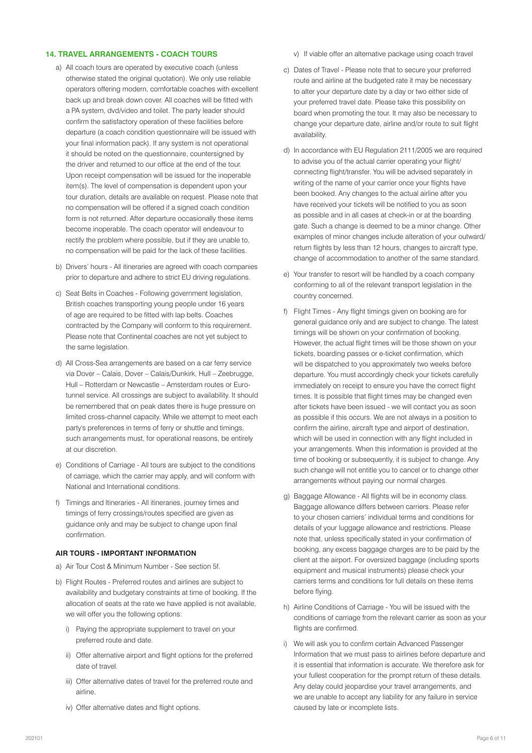## 14. TRAVEL ARRANGEMENTS - COACH TOURS

a) All coach tours are operated by executive coach (unless otherwise stated the original quotation). We only use reliable operators offering modern, comfortable coaches with excellent back up and break down cover. All coaches will be fitted with a PA system, dvd/video and toilet. The party leader should confirm the satisfactory operation of these facilities before departure (a coach condition questionnaire will be issued with your final information pack). If any system is not operational it should be noted on the questionnaire, countersigned by the driver and returned to our office at the end of the tour. Upon receipt compensation will be issued for the inoperable item(s). The level of compensation is dependent upon your tour duration, details are available on request. Please note that no compensation will be offered if a signed coach condition form is not returned. After departure occasionally these items become inoperable. The coach operator will endeavour to rectify the problem where possible, but if they are unable to, no compensation will be paid for the lack of these facilities.

b) Drivers' hours - All itineraries are agreed with coach companies prior to departure and adhere to strict EU driving regulations.

c) Seat Belts in Coaches - Following government legislation, British coaches transporting young people under 16 years of age are required to be fitted with lap belts. Coaches contracted by the Company will conform to this requirement. Please note that Continental coaches are not yet subject to the same legislation.

d) All Cross-Sea arrangements are based on a car ferry service via Dover – Calais, Dover – Calais/Dunkirk, Hull – Zeebrugge, Hull – Rotterdam or Newcastle – Amsterdam routes or Eurotunnel service. All crossings are subject to availability. It should be remembered that on peak dates there is huge pressure on limited cross-channel capacity. While we attempt to meet each party's preferences in terms of ferry or shuttle and timings, such arrangements must, for operational reasons, be entirely at our discretion.

e) Conditions of Carriage - All tours are subject to the conditions of carriage, which the carrier may apply, and will conform with National and International conditions.

f) Timings and Itineraries - All itineraries, journey times and timings of ferry crossings/routes specified are given as guidance only and may be subject to change upon final confirmation.

### AIR TOURS - IMPORTANT INFORMATION

a) Air Tour Cost & Minimum Number - See section 5f.

b) Flight Routes - Preferred routes and airlines are subject to availability and budgetary constraints at time of booking. If the allocation of seats at the rate we have applied is not available, we will offer you the following options:

   i) Paying the appropriate supplement to travel on your preferred route and date.

   ii) Offer alternative airport and flight options for the preferred date of travel.

   iii) Offer alternative dates of travel for the preferred route and airline.

   iv) Offer alternative dates and flight options.

   v) If viable offer an alternative package using coach travel

c) Dates of Travel - Please note that to secure your preferred route and airline at the budgeted rate it may be necessary to alter your departure date by a day or two either side of your preferred travel date. Please take this possibility on board when promoting the tour. It may also be necessary to change your departure date, airline and/or route to suit flight availability.

d) In accordance with EU Regulation 2111/2005 we are required to advise you of the actual carrier operating your flight/connecting flight/transfer. You will be advised separately in writing of the name of your carrier once your flights have been booked. Any changes to the actual airline after you have received your tickets will be notified to you as soon as possible and in all cases at check-in or at the boarding gate. Such a change is deemed to be a minor change. Other examples of minor changes include alteration of your outward/return flights by less than 12 hours, changes to aircraft type, change of accommodation to another of the same standard.

e) Your transfer to resort will be handled by a coach company conforming to all of the relevant transport legislation in the country concerned.

f) Flight Times - Any flight timings given on booking are for general guidance only and are subject to change. The latest timings will be shown on your confirmation of booking. However, the actual flight times will be those shown on your tickets, boarding passes or e-ticket confirmation, which will be dispatched to you approximately two weeks before departure. You must accordingly check your tickets carefully immediately on receipt to ensure you have the correct flight times. It is possible that flight times may be changed even after tickets have been issued - we will contact you as soon as possible if this occurs. We are not always in a position to confirm the airline, aircraft type and airport of destination, which will be used in connection with any flight included in your arrangements. When this information is provided at the time of booking or subsequently, it is subject to change. Any such change will not entitle you to cancel or to change other arrangements without paying our normal charges.

g) Baggage Allowance - All flights will be in economy class. Baggage allowance differs between carriers. Please refer to your chosen carriers' individual terms and conditions for details of your luggage allowance and restrictions. Please note that, unless specifically stated in your confirmation of booking, any excess baggage charges are to be paid by the client at the airport. For oversized baggage (including sports equipment and musical instruments) please check your carriers terms and conditions for full details on these items before flying.

h) Airline Conditions of Carriage - You will be issued with the conditions of carriage from the relevant carrier as soon as your flights are confirmed.

i) We will ask you to confirm certain Advanced Passenger Information that we must pass to airlines before departure and it is essential that information is accurate. We therefore ask for your fullest cooperation for the prompt return of these details. Any delay could jeopardise your travel arrangements, and we are unable to accept any liability for any failure in service caused by late or incomplete lists.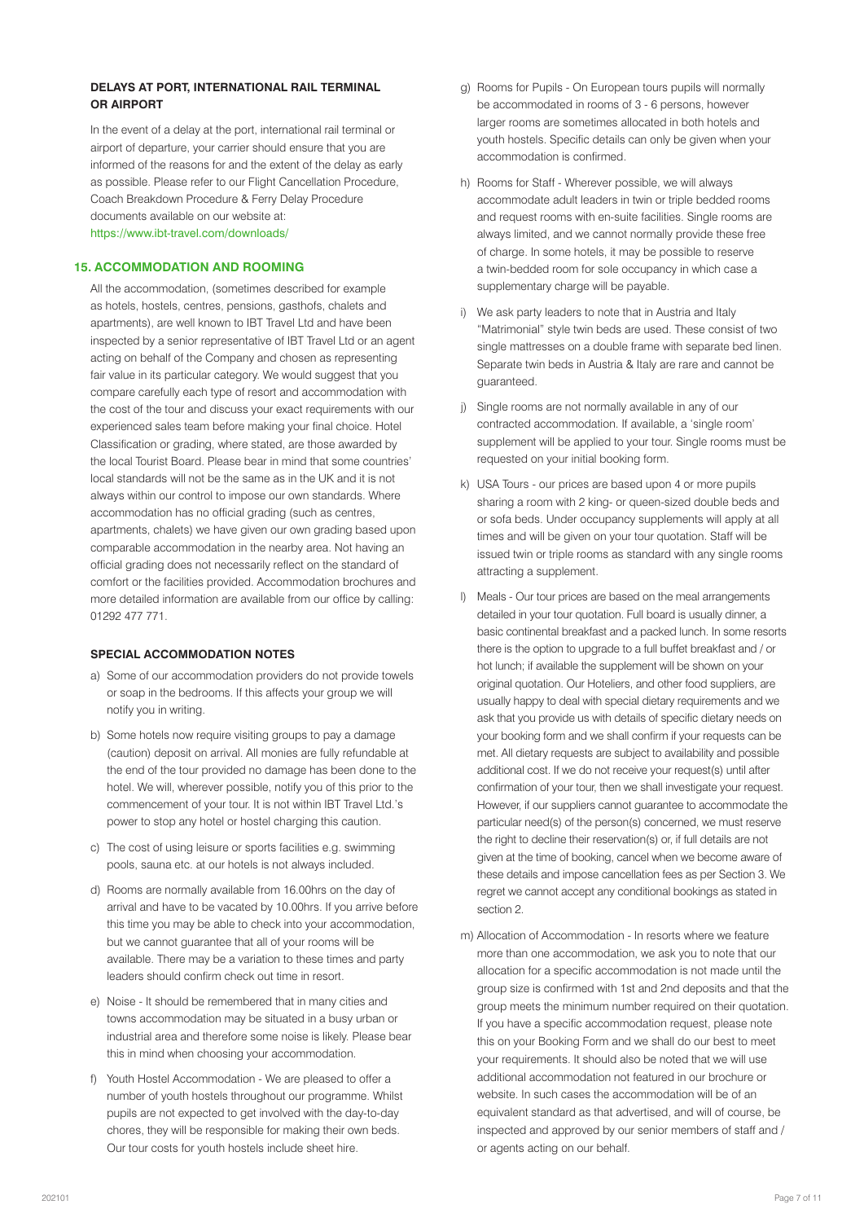### DELAYS AT PORT, INTERNATIONAL RAIL TERMINAL OR AIRPORT

In the event of a delay at the port, international rail terminal or airport of departure, your carrier should ensure that you are informed of the reasons for and the extent of the delay as early as possible. Please refer to our Flight Cancellation Procedure, Coach Breakdown Procedure & Ferry Delay Procedure documents available on our website at: https://www.ibt-travel.com/downloads/

## 15. ACCOMMODATION AND ROOMING

All the accommodation, (sometimes described for example as hotels, hostels, centres, pensions, gasthofs, chalets and apartments), are well known to IBT Travel Ltd and have been inspected by a senior representative of IBT Travel Ltd or an agent acting on behalf of the Company and chosen as representing fair value in its particular category. We would suggest that you compare carefully each type of resort and accommodation with the cost of the tour and discuss your exact requirements with our experienced sales team before making your final choice. Hotel Classification or grading, where stated, are those awarded by the local Tourist Board. Please bear in mind that some countries' local standards will not be the same as in the UK and it is not always within our control to impose our own standards. Where accommodation has no official grading (such as centres, apartments, chalets) we have given our own grading based upon comparable accommodation in the nearby area. Not having an official grading does not necessarily reflect on the standard of comfort or the facilities provided. Accommodation brochures and more detailed information are available from our office by calling: 01292 477 771.

### SPECIAL ACCOMMODATION NOTES

a) Some of our accommodation providers do not provide towels or soap in the bedrooms. If this affects your group we will notify you in writing.

b) Some hotels now require visiting groups to pay a damage (caution) deposit on arrival. All monies are fully refundable at the end of the tour provided no damage has been done to the hotel. We will, wherever possible, notify you of this prior to the commencement of your tour. It is not within IBT Travel Ltd.'s power to stop any hotel or hostel charging this caution.

c) The cost of using leisure or sports facilities e.g. swimming pools, sauna etc. at our hotels is not always included.

d) Rooms are normally available from 16.00hrs on the day of arrival and have to be vacated by 10.00hrs. If you arrive before this time you may be able to check into your accommodation, but we cannot guarantee that all of your rooms will be available. There may be a variation to these times and party leaders should confirm check out time in resort.

e) Noise - It should be remembered that in many cities and towns accommodation may be situated in a busy urban or industrial area and therefore some noise is likely. Please bear this in mind when choosing your accommodation.

f) Youth Hostel Accommodation - We are pleased to offer a number of youth hostels throughout our programme. Whilst pupils are not expected to get involved with the day-to-day chores, they will be responsible for making their own beds. Our tour costs for youth hostels include sheet hire.

g) Rooms for Pupils - On European tours pupils will normally be accommodated in rooms of 3 - 6 persons, however larger rooms are sometimes allocated in both hotels and youth hostels. Specific details can only be given when your accommodation is confirmed.

h) Rooms for Staff - Wherever possible, we will always accommodate adult leaders in twin or triple bedded rooms and request rooms with en-suite facilities. Single rooms are always limited, and we cannot normally provide these free of charge. In some hotels, it may be possible to reserve a twin-bedded room for sole occupancy in which case a supplementary charge will be payable.

i) We ask party leaders to note that in Austria and Italy "Matrimonial" style twin beds are used. These consist of two single mattresses on a double frame with separate bed linen. Separate twin beds in Austria & Italy are rare and cannot be guaranteed.

j) Single rooms are not normally available in any of our contracted accommodation. If available, a 'single room' supplement will be applied to your tour. Single rooms must be requested on your initial booking form.

k) USA Tours - our prices are based upon 4 or more pupils sharing a room with 2 king- or queen-sized double beds and or sofa beds. Under occupancy supplements will apply at all times and will be given on your tour quotation. Staff will be issued twin or triple rooms as standard with any single rooms attracting a supplement.

l) Meals - Our tour prices are based on the meal arrangements detailed in your tour quotation. Full board is usually dinner, a basic continental breakfast and a packed lunch. In some resorts there is the option to upgrade to a full buffet breakfast and / or hot lunch; if available the supplement will be shown on your original quotation. Our Hoteliers, and other food suppliers, are usually happy to deal with special dietary requirements and we ask that you provide us with details of specific dietary needs on your booking form and we shall confirm if your requests can be met. All dietary requests are subject to availability and possible additional cost. If we do not receive your request(s) until after confirmation of your tour, then we shall investigate your request. However, if our suppliers cannot guarantee to accommodate the particular need(s) of the person(s) concerned, we must reserve the right to decline their reservation(s) or, if full details are not given at the time of booking, cancel when we become aware of these details and impose cancellation fees as per Section 3. We regret we cannot accept any conditional bookings as stated in section 2.

m) Allocation of Accommodation - In resorts where we feature more than one accommodation, we ask you to note that our allocation for a specific accommodation is not made until the group size is confirmed with 1st and 2nd deposits and that the group meets the minimum number required on their quotation. If you have a specific accommodation request, please note this on your Booking Form and we shall do our best to meet your requirements. It should also be noted that we will use additional accommodation not featured in our brochure or website. In such cases the accommodation will be of an equivalent standard as that advertised, and will of course, be inspected and approved by our senior members of staff and / or agents acting on our behalf.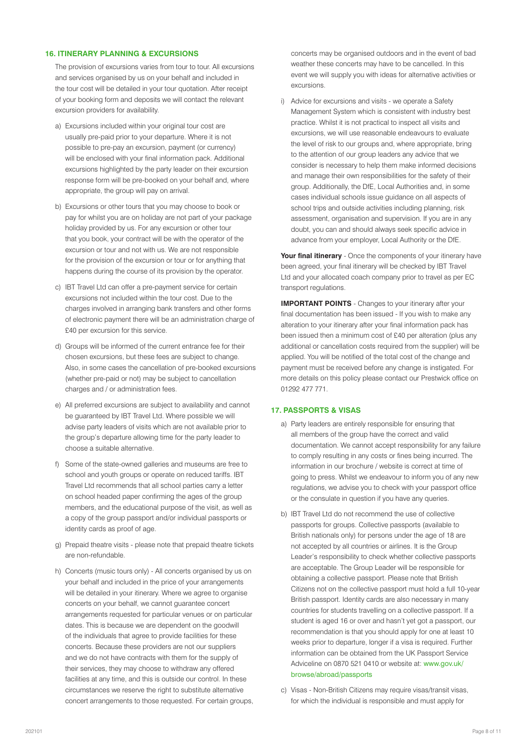## 16. ITINERARY PLANNING & EXCURSIONS

The provision of excursions varies from tour to tour. All excursions and services organised by us on your behalf and included in the tour cost will be detailed in your tour quotation. After receipt of your booking form and deposits we will contact the relevant excursion providers for availability.

a) Excursions included within your original tour cost are usually pre-paid prior to your departure. Where it is not possible to pre-pay an excursion, payment (or currency) will be enclosed with your final information pack. Additional excursions highlighted by the party leader on their excursion response form will be pre-booked on your behalf and, where appropriate, the group will pay on arrival.

b) Excursions or other tours that you may choose to book or pay for whilst you are on holiday are not part of your package holiday provided by us. For any excursion or other tour that you book, your contract will be with the operator of the excursion or tour and not with us. We are not responsible for the provision of the excursion or tour or for anything that happens during the course of its provision by the operator.

c) IBT Travel Ltd can offer a pre-payment service for certain excursions not included within the tour cost. Due to the charges involved in arranging bank transfers and other forms of electronic payment there will be an administration charge of £40 per excursion for this service.

d) Groups will be informed of the current entrance fee for their chosen excursions, but these fees are subject to change. Also, in some cases the cancellation of pre-booked excursions (whether pre-paid or not) may be subject to cancellation charges and / or administration fees.

e) All preferred excursions are subject to availability and cannot be guaranteed by IBT Travel Ltd. Where possible we will advise party leaders of visits which are not available prior to the group's departure allowing time for the party leader to choose a suitable alternative.

f) Some of the state-owned galleries and museums are free to school and youth groups or operate on reduced tariffs. IBT Travel Ltd recommends that all school parties carry a letter on school headed paper confirming the ages of the group members, and the educational purpose of the visit, as well as a copy of the group passport and/or individual passports or identity cards as proof of age.

g) Prepaid theatre visits - please note that prepaid theatre tickets are non-refundable.

h) Concerts (music tours only) - All concerts organised by us on your behalf and included in the price of your arrangements will be detailed in your itinerary. Where we agree to organise concerts on your behalf, we cannot guarantee concert arrangements requested for particular venues or on particular dates. This is because we are dependent on the goodwill of the individuals that agree to provide facilities for these concerts. Because these providers are not our suppliers and we do not have contracts with them for the supply of their services, they may choose to withdraw any offered facilities at any time, and this is outside our control. In these circumstances we reserve the right to substitute alternative concert arrangements to those requested. For certain groups, concerts may be organised outdoors and in the event of bad weather these concerts may have to be cancelled. In this event we will supply you with ideas for alternative activities or excursions.

i) Advice for excursions and visits - we operate a Safety Management System which is consistent with industry best practice. Whilst it is not practical to inspect all visits and excursions, we will use reasonable endeavours to evaluate the level of risk to our groups and, where appropriate, bring to the attention of our group leaders any advice that we consider is necessary to help them make informed decisions and manage their own responsibilities for the safety of their group. Additionally, the DfE, Local Authorities and, in some cases individual schools issue guidance on all aspects of school trips and outside activities including planning, risk assessment, organisation and supervision. If you are in any doubt, you can and should always seek specific advice in advance from your employer, Local Authority or the DfE.

**Your final itinerary** - Once the components of your itinerary have been agreed, your final itinerary will be checked by IBT Travel Ltd and your allocated coach company prior to travel as per EC transport regulations.

**IMPORTANT POINTS** - Changes to your itinerary after your final documentation has been issued - If you wish to make any alteration to your itinerary after your final information pack has been issued then a minimum cost of £40 per alteration (plus any additional or cancellation costs required from the supplier) will be applied. You will be notified of the total cost of the change and payment must be received before any change is instigated. For more details on this policy please contact our Prestwick office on 01292 477 771.

## 17. PASSPORTS & VISAS

a) Party leaders are entirely responsible for ensuring that all members of the group have the correct and valid documentation. We cannot accept responsibility for any failure to comply resulting in any costs or fines being incurred. The information in our brochure / website is correct at time of going to press. Whilst we endeavour to inform you of any new regulations, we advise you to check with your passport office or the consulate in question if you have any queries.

b) IBT Travel Ltd do not recommend the use of collective passports for groups. Collective passports (available to British nationals only) for persons under the age of 18 are not accepted by all countries or airlines. It is the Group Leader's responsibility to check whether collective passports are acceptable. The Group Leader will be responsible for obtaining a collective passport. Please note that British Citizens not on the collective passport must hold a full 10-year British passport. Identity cards are also necessary in many countries for students travelling on a collective passport. If a student is aged 16 or over and hasn't yet got a passport, our recommendation is that you should apply for one at least 10 weeks prior to departure, longer if a visa is required. Further information can be obtained from the UK Passport Service Adviceline on 0870 521 0410 or website at: www.gov.uk/browse/abroad/passports

c) Visas - Non-British Citizens may require visas/transit visas, for which the individual is responsible and must apply for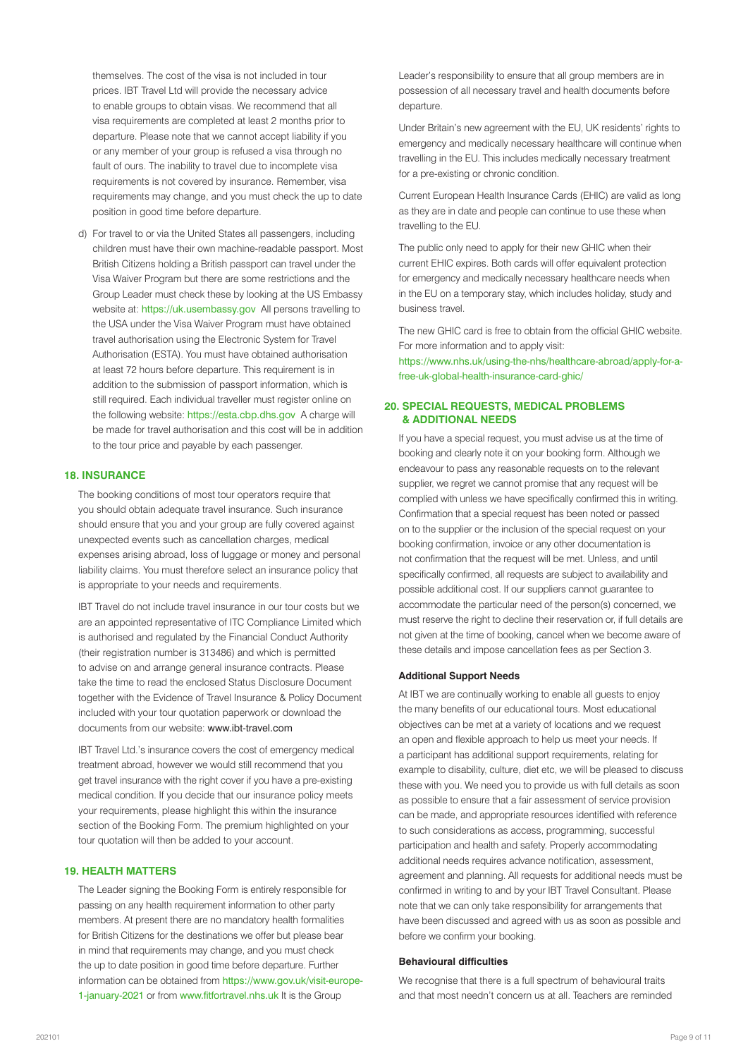themselves. The cost of the visa is not included in tour prices. IBT Travel Ltd will provide the necessary advice to enable groups to obtain visas. We recommend that all visa requirements are completed at least 2 months prior to departure. Please note that we cannot accept liability if you or any member of your group is refused a visa through no fault of ours. The inability to travel due to incomplete visa requirements is not covered by insurance. Remember, visa requirements may change, and you must check the up to date position in good time before departure.

d) For travel to or via the United States all passengers, including children must have their own machine-readable passport. Most British Citizens holding a British passport can travel under the Visa Waiver Program but there are some restrictions and the Group Leader must check these by looking at the US Embassy website at: https://uk.usembassy.gov All persons travelling to the USA under the Visa Waiver Program must have obtained travel authorisation using the Electronic System for Travel Authorisation (ESTA). You must have obtained authorisation at least 72 hours before departure. This requirement is in addition to the submission of passport information, which is still required. Each individual traveller must register online on the following website: https://esta.cbp.dhs.gov A charge will be made for travel authorisation and this cost will be in addition to the tour price and payable by each passenger.

## 18. INSURANCE

The booking conditions of most tour operators require that you should obtain adequate travel insurance. Such insurance should ensure that you and your group are fully covered against unexpected events such as cancellation charges, medical expenses arising abroad, loss of luggage or money and personal liability claims. You must therefore select an insurance policy that is appropriate to your needs and requirements.

IBT Travel do not include travel insurance in our tour costs but we are an appointed representative of ITC Compliance Limited which is authorised and regulated by the Financial Conduct Authority (their registration number is 313486) and which is permitted to advise on and arrange general insurance contracts. Please take the time to read the enclosed Status Disclosure Document together with the Evidence of Travel Insurance & Policy Document included with your tour quotation paperwork or download the documents from our website: www.ibt-travel.com

IBT Travel Ltd.'s insurance covers the cost of emergency medical treatment abroad, however we would still recommend that you get travel insurance with the right cover if you have a pre-existing medical condition. If you decide that our insurance policy meets your requirements, please highlight this within the insurance section of the Booking Form. The premium highlighted on your tour quotation will then be added to your account.

## 19. HEALTH MATTERS

The Leader signing the Booking Form is entirely responsible for passing on any health requirement information to other party members. At present there are no mandatory health formalities for British Citizens for the destinations we offer but please bear in mind that requirements may change, and you must check the up to date position in good time before departure. Further information can be obtained from https://www.gov.uk/visit-europe-1-january-2021 or from www.fitfortravel.nhs.uk It is the Group Leader's responsibility to ensure that all group members are in possession of all necessary travel and health documents before departure.

Under Britain's new agreement with the EU, UK residents' rights to emergency and medically necessary healthcare will continue when travelling in the EU. This includes medically necessary treatment for a pre-existing or chronic condition.

Current European Health Insurance Cards (EHIC) are valid as long as they are in date and people can continue to use these when travelling to the EU.

The public only need to apply for their new GHIC when their current EHIC expires. Both cards will offer equivalent protection for emergency and medically necessary healthcare needs when in the EU on a temporary stay, which includes holiday, study and business travel.

The new GHIC card is free to obtain from the official GHIC website. For more information and to apply visit:
https://www.nhs.uk/using-the-nhs/healthcare-abroad/apply-for-a-free-uk-global-health-insurance-card-ghic/

## 20. SPECIAL REQUESTS, MEDICAL PROBLEMS & ADDITIONAL NEEDS

If you have a special request, you must advise us at the time of booking and clearly note it on your booking form. Although we endeavour to pass any reasonable requests on to the relevant supplier, we regret we cannot promise that any request will be complied with unless we have specifically confirmed this in writing. Confirmation that a special request has been noted or passed on to the supplier or the inclusion of the special request on your booking confirmation, invoice or any other documentation is not confirmation that the request will be met. Unless, and until specifically confirmed, all requests are subject to availability and possible additional cost. If our suppliers cannot guarantee to accommodate the particular need of the person(s) concerned, we must reserve the right to decline their reservation or, if full details are not given at the time of booking, cancel when we become aware of these details and impose cancellation fees as per Section 3.

### Additional Support Needs

At IBT we are continually working to enable all guests to enjoy the many benefits of our educational tours. Most educational objectives can be met at a variety of locations and we request an open and flexible approach to help us meet your needs. If a participant has additional support requirements, relating for example to disability, culture, diet etc, we will be pleased to discuss these with you. We need you to provide us with full details as soon as possible to ensure that a fair assessment of service provision can be made, and appropriate resources identified with reference to such considerations as access, programming, successful participation and health and safety. Properly accommodating additional needs requires advance notification, assessment, agreement and planning. All requests for additional needs must be confirmed in writing to and by your IBT Travel Consultant. Please note that we can only take responsibility for arrangements that have been discussed and agreed with us as soon as possible and before we confirm your booking.

### Behavioural difficulties

We recognise that there is a full spectrum of behavioural traits and that most needn't concern us at all. Teachers are reminded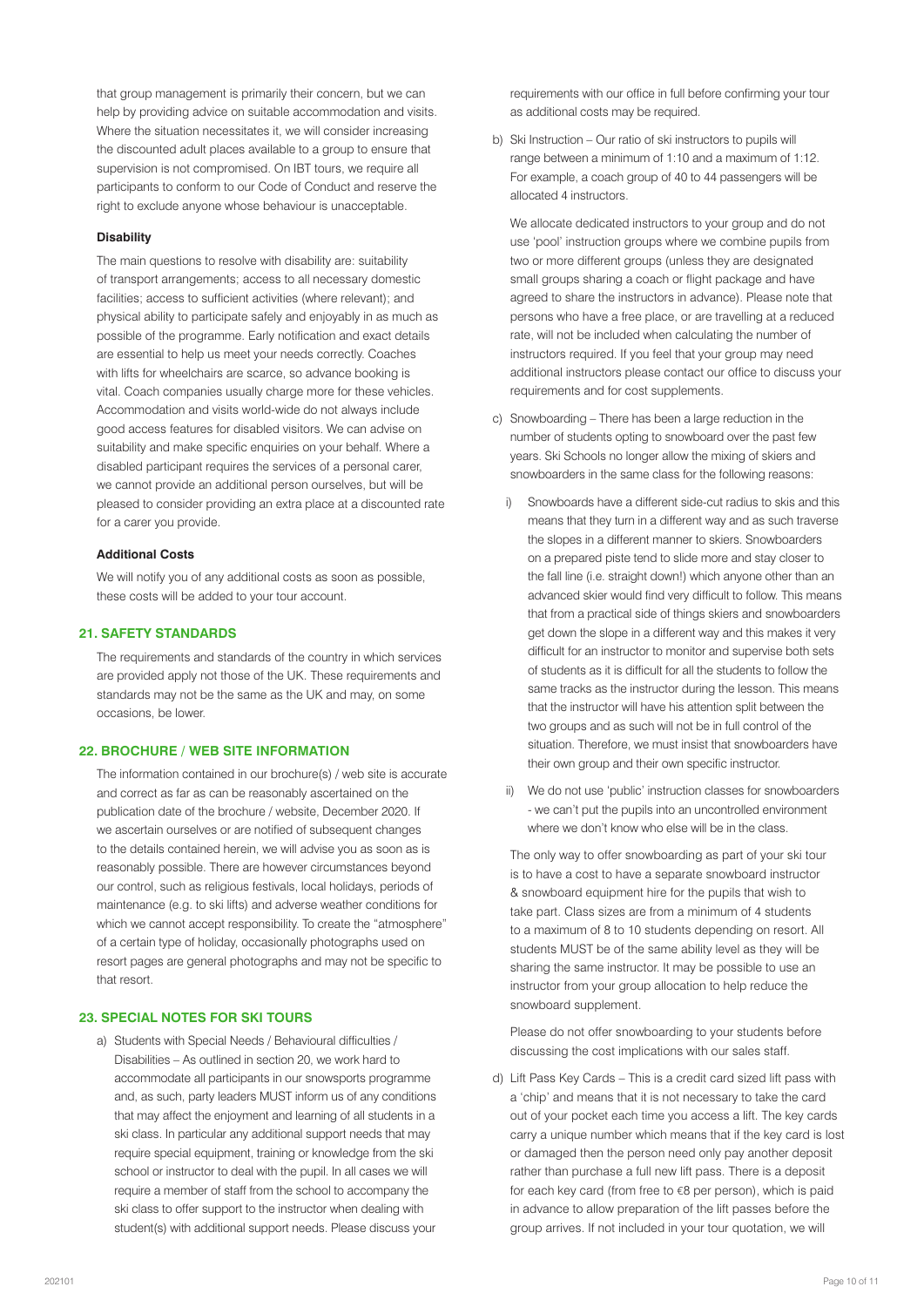that group management is primarily their concern, but we can help by providing advice on suitable accommodation and visits. Where the situation necessitates it, we will consider increasing the discounted adult places available to a group to ensure that supervision is not compromised. On IBT tours, we require all participants to conform to our Code of Conduct and reserve the right to exclude anyone whose behaviour is unacceptable.

#### Disability

The main questions to resolve with disability are: suitability of transport arrangements; access to all necessary domestic facilities; access to sufficient activities (where relevant); and physical ability to participate safely and enjoyably in as much as possible of the programme. Early notification and exact details are essential to help us meet your needs correctly. Coaches with lifts for wheelchairs are scarce, so advance booking is vital. Coach companies usually charge more for these vehicles. Accommodation and visits world-wide do not always include good access features for disabled visitors. We can advise on suitability and make specific enquiries on your behalf. Where a disabled participant requires the services of a personal carer, we cannot provide an additional person ourselves, but will be pleased to consider providing an extra place at a discounted rate for a carer you provide.

#### Additional Costs

We will notify you of any additional costs as soon as possible, these costs will be added to your tour account.

## 21. SAFETY STANDARDS

The requirements and standards of the country in which services are provided apply not those of the UK. These requirements and standards may not be the same as the UK and may, on some occasions, be lower.

## 22. BROCHURE / WEB SITE INFORMATION

The information contained in our brochure(s) / web site is accurate and correct as far as can be reasonably ascertained on the publication date of the brochure / website, December 2020. If we ascertain ourselves or are notified of subsequent changes to the details contained herein, we will advise you as soon as is reasonably possible. There are however circumstances beyond our control, such as religious festivals, local holidays, periods of maintenance (e.g. to ski lifts) and adverse weather conditions for which we cannot accept responsibility. To create the "atmosphere" of a certain type of holiday, occasionally photographs used on resort pages are general photographs and may not be specific to that resort.

## 23. SPECIAL NOTES FOR SKI TOURS

a) Students with Special Needs / Behavioural difficulties / Disabilities – As outlined in section 20, we work hard to accommodate all participants in our snowsports programme and, as such, party leaders MUST inform us of any conditions that may affect the enjoyment and learning of all students in a ski class. In particular any additional support needs that may require special equipment, training or knowledge from the ski school or instructor to deal with the pupil. In all cases we will require a member of staff from the school to accompany the ski class to offer support to the instructor when dealing with student(s) with additional support needs. Please discuss your requirements with our office in full before confirming your tour as additional costs may be required.

b) Ski Instruction – Our ratio of ski instructors to pupils will range between a minimum of 1:10 and a maximum of 1:12. For example, a coach group of 40 to 44 passengers will be allocated 4 instructors.

   We allocate dedicated instructors to your group and do not use 'pool' instruction groups where we combine pupils from two or more different groups (unless they are designated small groups sharing a coach or flight package and have agreed to share the instructors in advance). Please note that persons who have a free place, or are travelling at a reduced rate, will not be included when calculating the number of instructors required. If you feel that your group may need additional instructors please contact our office to discuss your requirements and for cost supplements.

c) Snowboarding – There has been a large reduction in the number of students opting to snowboard over the past few years. Ski Schools no longer allow the mixing of skiers and snowboarders in the same class for the following reasons:

   i) Snowboards have a different side-cut radius to skis and this means that they turn in a different way and as such traverse the slopes in a different manner to skiers. Snowboarders on a prepared piste tend to slide more and stay closer to the fall line (i.e. straight down!) which anyone other than an advanced skier would find very difficult to follow. This means that from a practical side of things skiers and snowboarders get down the slope in a different way and this makes it very difficult for an instructor to monitor and supervise both sets of students as it is difficult for all the students to follow the same tracks as the instructor during the lesson. This means that the instructor will have his attention split between the two groups and as such will not be in full control of the situation. Therefore, we must insist that snowboarders have their own group and their own specific instructor.

   ii) We do not use 'public' instruction classes for snowboarders - we can't put the pupils into an uncontrolled environment where we don't know who else will be in the class.

   The only way to offer snowboarding as part of your ski tour is to have a cost to have a separate snowboard instructor & snowboard equipment hire for the pupils that wish to take part. Class sizes are from a minimum of 4 students to a maximum of 8 to 10 students depending on resort. All students MUST be of the same ability level as they will be sharing the same instructor. It may be possible to use an instructor from your group allocation to help reduce the snowboard supplement.

   Please do not offer snowboarding to your students before discussing the cost implications with our sales staff.

d) Lift Pass Key Cards – This is a credit card sized lift pass with a 'chip' and means that it is not necessary to take the card out of your pocket each time you access a lift. The key cards carry a unique number which means that if the key card is lost or damaged then the person need only pay another deposit rather than purchase a full new lift pass. There is a deposit for each key card (from free to €8 per person), which is paid in advance to allow preparation of the lift passes before the group arrives. If not included in your tour quotation, we will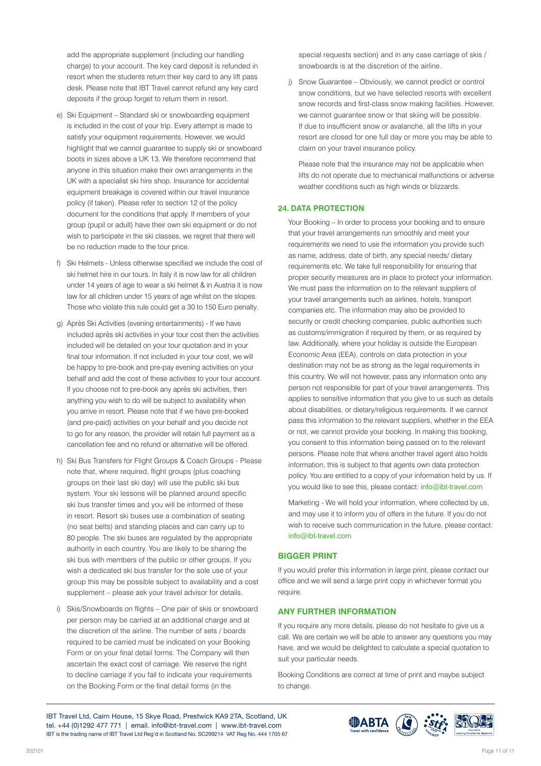add the appropriate supplement (including our handling charge) to your account. The key card deposit is refunded in resort when the students return their key card to any lift pass desk. Please note that IBT Travel cannot refund any key card deposits if the group forget to return them in resort.

e) Ski Equipment – Standard ski or snowboarding equipment is included in the cost of your trip. Every attempt is made to satisfy your equipment requirements. However, we would highlight that we cannot guarantee to supply ski or snowboard boots in sizes above a UK 13. We therefore recommend that anyone in this situation make their own arrangements in the UK with a specialist ski hire shop. Insurance for accidental equipment breakage is covered within our travel insurance policy (if taken). Please refer to section 12 of the policy document for the conditions that apply. If members of your group (pupil or adult) have their own ski equipment or do not wish to participate in the ski classes, we regret that there will be no reduction made to the tour price.

f) Ski Helmets - Unless otherwise specified we include the cost of ski helmet hire in our tours. In Italy it is now law for all children under 14 years of age to wear a ski helmet & in Austria it is now law for all children under 15 years of age whilst on the slopes. Those who violate this rule could get a 30 to 150 Euro penalty.

g) Après Ski Activities (evening entertainments) - If we have included après ski activities in your tour cost then the activities included will be detailed on your tour quotation and in your final tour information. If not included in your tour cost, we will be happy to pre-book and pre-pay evening activities on your behalf and add the cost of these activities to your tour account. If you choose not to pre-book any après ski activities, then anything you wish to do will be subject to availability when you arrive in resort. Please note that if we have pre-booked (and pre-paid) activities on your behalf and you decide not to go for any reason, the provider will retain full payment as a cancellation fee and no refund or alternative will be offered.

h) Ski Bus Transfers for Flight Groups & Coach Groups - Please note that, where required, flight groups (plus coaching groups on their last ski day) will use the public ski bus system. Your ski lessons will be planned around specific ski bus transfer times and you will be informed of these in resort. Resort ski buses use a combination of seating (no seat belts) and standing places and can carry up to 80 people. The ski buses are regulated by the appropriate authority in each country. You are likely to be sharing the ski bus with members of the public or other groups. If you wish a dedicated ski bus transfer for the sole use of your group this may be possible subject to availability and a cost supplement – please ask your travel advisor for details.

i) Skis/Snowboards on flights – One pair of skis or snowboard per person may be carried at an additional charge and at the discretion of the airline. The number of sets / boards required to be carried must be indicated on your Booking Form or on your final detail forms. The Company will then ascertain the exact cost of carriage. We reserve the right to decline carriage if you fail to indicate your requirements on the Booking Form or the final detail forms (in the special requests section) and in any case carriage of skis / snowboards is at the discretion of the airline.

j) Snow Guarantee – Obviously, we cannot predict or control snow conditions, but we have selected resorts with excellent snow records and first-class snow making facilities. However, we cannot guarantee snow or that skiing will be possible. If due to insufficient snow or avalanche, all the lifts in your resort are closed for one full day or more you may be able to claim on your travel insurance policy.

Please note that the insurance may not be applicable when lifts do not operate due to mechanical malfunctions or adverse weather conditions such as high winds or blizzards.

## 24. DATA PROTECTION

Your Booking – In order to process your booking and to ensure that your travel arrangements run smoothly and meet your requirements we need to use the information you provide such as name, address, date of birth, any special needs/ dietary requirements etc. We take full responsibility for ensuring that proper security measures are in place to protect your information. We must pass the information on to the relevant suppliers of your travel arrangements such as airlines, hotels, transport companies etc. The information may also be provided to security or credit checking companies, public authorities such as customs/immigration if required by them, or as required by law. Additionally, where your holiday is outside the European Economic Area (EEA), controls on data protection in your destination may not be as strong as the legal requirements in this country. We will not however, pass any information onto any person not responsible for part of your travel arrangements. This applies to sensitive information that you give to us such as details about disabilities, or dietary/religious requirements. If we cannot pass this information to the relevant suppliers, whether in the EEA or not, we cannot provide your booking. In making this booking, you consent to this information being passed on to the relevant persons. Please note that where another travel agent also holds information, this is subject to that agents own data protection policy. You are entitled to a copy of your information held by us. If you would like to see this, please contact: info@ibt-travel.com

Marketing - We will hold your information, where collected by us, and may use it to inform you of offers in the future. If you do not wish to receive such communication in the future, please contact: info@ibt-travel.com

## BIGGER PRINT

If you would prefer this information in large print, please contact our office and we will send a large print copy in whichever format you require.

## ANY FURTHER INFORMATION

If you require any more details, please do not hesitate to give us a call. We are certain we will be able to answer any questions you may have, and we would be delighted to calculate a special quotation to suit your particular needs.

Booking Conditions are correct at time of print and maybe subject to change.

IBT Travel Ltd, Cairn House, 15 Skye Road, Prestwick KA9 2TA, Scotland, UK
tel. +44 (0)1292 477 771 | email. info@ibt-travel.com | www.ibt-travel.com
IBT is the trading name of IBT Travel Ltd Reg'd in Scotland No. SC299214 VAT Reg No. 444 1705 67